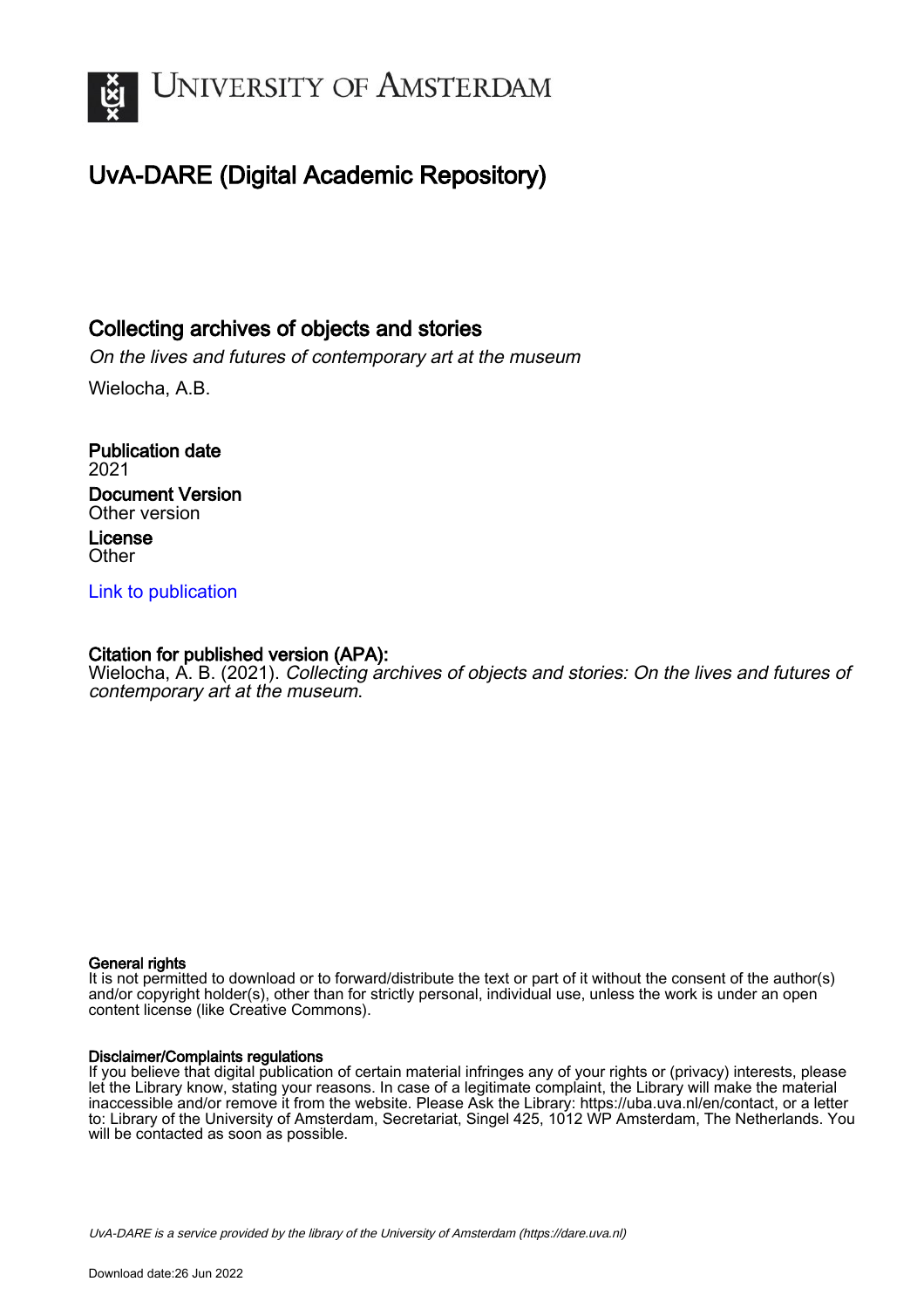University of Amsterdam

# UvA-DARE (Digital Academic Repository)

## Collecting archives of objects and stories

*On the lives and futures of contemporary art at the museum*

Wielocha, A.B.

**Publication date**
2021

**Document Version**
Other version

**License**
Other

[Link to publication](https://dare.uva.nl)

**Citation for published version (APA):**
Wielocha, A. B. (2021). *Collecting archives of objects and stories: On the lives and futures of contemporary art at the museum*.

**General rights**
It is not permitted to download or to forward/distribute the text or part of it without the consent of the author(s) and/or copyright holder(s), other than for strictly personal, individual use, unless the work is under an open content license (like Creative Commons).

**Disclaimer/Complaints regulations**
If you believe that digital publication of certain material infringes any of your rights or (privacy) interests, please let the Library know, stating your reasons. In case of a legitimate complaint, the Library will make the material inaccessible and/or remove it from the website. Please Ask the Library: https://uba.uva.nl/en/contact, or a letter to: Library of the University of Amsterdam, Secretariat, Singel 425, 1012 WP Amsterdam, The Netherlands. You will be contacted as soon as possible.

*UvA-DARE is a service provided by the library of the University of Amsterdam (https://dare.uva.nl)*

Download date:26 Jun 2022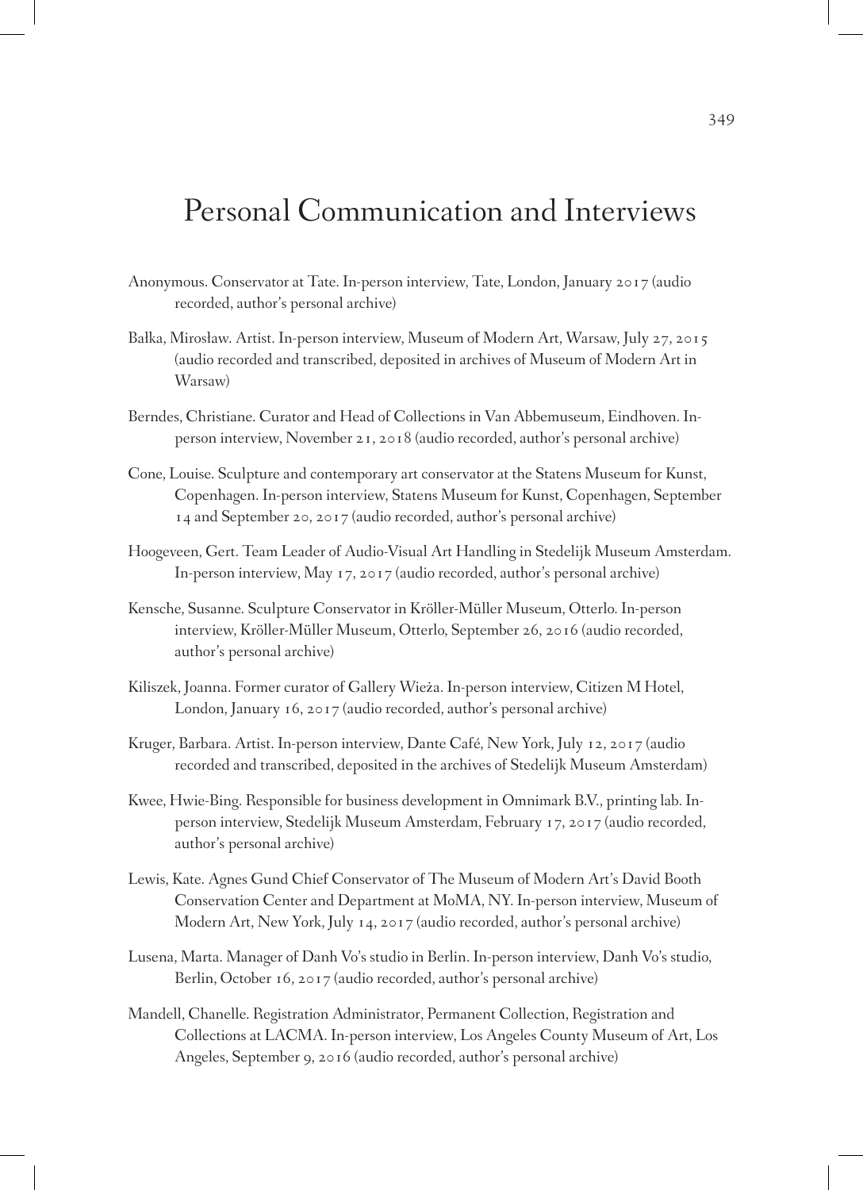# Personal Communication and Interviews

Anonymous. Conservator at Tate. In-person interview, Tate, London, January 2017 (audio recorded, author's personal archive)

Bałka, Mirosław. Artist. In-person interview, Museum of Modern Art, Warsaw, July 27, 2015 (audio recorded and transcribed, deposited in archives of Museum of Modern Art in Warsaw)

Berndes, Christiane. Curator and Head of Collections in Van Abbemuseum, Eindhoven. In-person interview, November 21, 2018 (audio recorded, author's personal archive)

Cone, Louise. Sculpture and contemporary art conservator at the Statens Museum for Kunst, Copenhagen. In-person interview, Statens Museum for Kunst, Copenhagen, September 14 and September 20, 2017 (audio recorded, author's personal archive)

Hoogeveen, Gert. Team Leader of Audio-Visual Art Handling in Stedelijk Museum Amsterdam. In-person interview, May 17, 2017 (audio recorded, author's personal archive)

Kensche, Susanne. Sculpture Conservator in Kröller-Müller Museum, Otterlo. In-person interview, Kröller-Müller Museum, Otterlo, September 26, 2016 (audio recorded, author's personal archive)

Kiliszek, Joanna. Former curator of Gallery Wieża. In-person interview, Citizen M Hotel, London, January 16, 2017 (audio recorded, author's personal archive)

Kruger, Barbara. Artist. In-person interview, Dante Café, New York, July 12, 2017 (audio recorded and transcribed, deposited in the archives of Stedelijk Museum Amsterdam)

Kwee, Hwie-Bing. Responsible for business development in Omnimark B.V., printing lab. In-person interview, Stedelijk Museum Amsterdam, February 17, 2017 (audio recorded, author's personal archive)

Lewis, Kate. Agnes Gund Chief Conservator of The Museum of Modern Art's David Booth Conservation Center and Department at MoMA, NY. In-person interview, Museum of Modern Art, New York, July 14, 2017 (audio recorded, author's personal archive)

Lusena, Marta. Manager of Danh Vo's studio in Berlin. In-person interview, Danh Vo's studio, Berlin, October 16, 2017 (audio recorded, author's personal archive)

Mandell, Chanelle. Registration Administrator, Permanent Collection, Registration and Collections at LACMA. In-person interview, Los Angeles County Museum of Art, Los Angeles, September 9, 2016 (audio recorded, author's personal archive)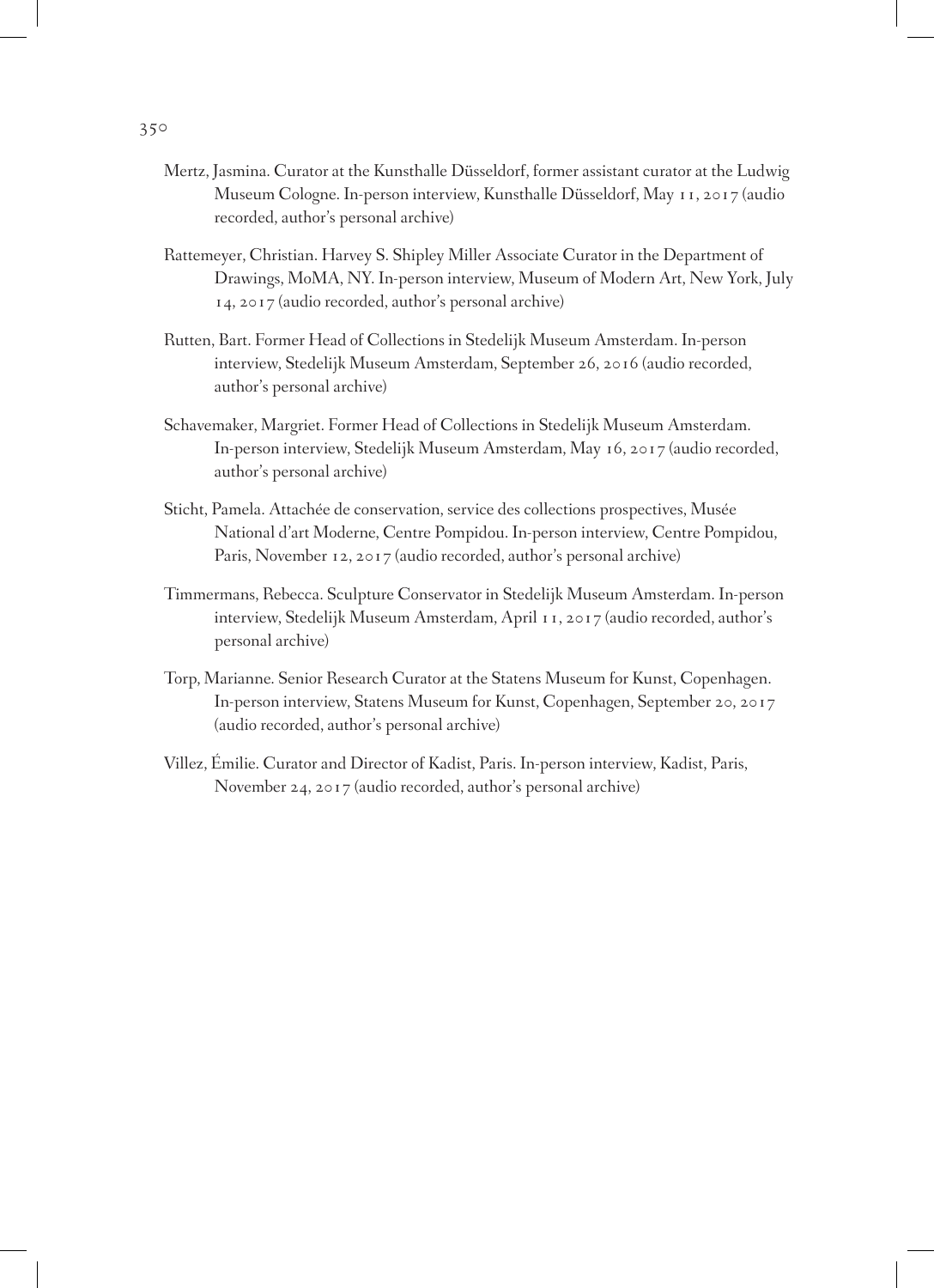Mertz, Jasmina. Curator at the Kunsthalle Düsseldorf, former assistant curator at the Ludwig Museum Cologne. In-person interview, Kunsthalle Düsseldorf, May 11, 2017 (audio recorded, author's personal archive)

Rattemeyer, Christian. Harvey S. Shipley Miller Associate Curator in the Department of Drawings, MoMA, NY. In-person interview, Museum of Modern Art, New York, July 14, 2017 (audio recorded, author's personal archive)

Rutten, Bart. Former Head of Collections in Stedelijk Museum Amsterdam. In-person interview, Stedelijk Museum Amsterdam, September 26, 2016 (audio recorded, author's personal archive)

Schavemaker, Margriet. Former Head of Collections in Stedelijk Museum Amsterdam. In-person interview, Stedelijk Museum Amsterdam, May 16, 2017 (audio recorded, author's personal archive)

Sticht, Pamela. Attachée de conservation, service des collections prospectives, Musée National d'art Moderne, Centre Pompidou. In-person interview, Centre Pompidou, Paris, November 12, 2017 (audio recorded, author's personal archive)

Timmermans, Rebecca. Sculpture Conservator in Stedelijk Museum Amsterdam. In-person interview, Stedelijk Museum Amsterdam, April 11, 2017 (audio recorded, author's personal archive)

Torp, Marianne. Senior Research Curator at the Statens Museum for Kunst, Copenhagen. In-person interview, Statens Museum for Kunst, Copenhagen, September 20, 2017 (audio recorded, author's personal archive)

Villez, Émilie. Curator and Director of Kadist, Paris. In-person interview, Kadist, Paris, November 24, 2017 (audio recorded, author's personal archive)